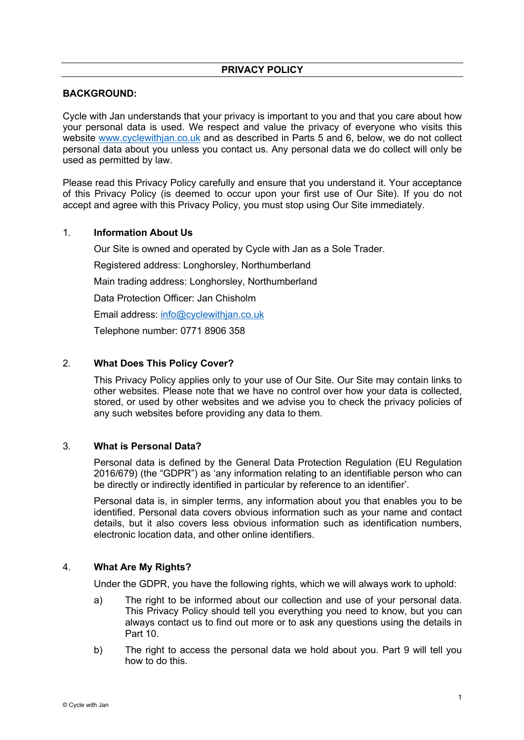# PRIVACY POLICY

## BACKGROUND:

Cycle with Jan understands that your privacy is important to you and that you care about how your personal data is used. We respect and value the privacy of everyone who visits this website www.cyclewithjan.co.uk and as described in Parts 5 and 6, below, we do not collect personal data about you unless you contact us. Any personal data we do collect will only be used as permitted by law.

Please read this Privacy Policy carefully and ensure that you understand it. Your acceptance of this Privacy Policy (is deemed to occur upon your first use of Our Site). If you do not accept and agree with this Privacy Policy, you must stop using Our Site immediately.

## 1. Information About Us

Our Site is owned and operated by Cycle with Jan as a Sole Trader.

Registered address: Longhorsley, Northumberland

Main trading address: Longhorsley, Northumberland

Data Protection Officer: Jan Chisholm

Email address: info@cyclewithjan.co.uk

Telephone number: 0771 8906 358

## 2. What Does This Policy Cover?

This Privacy Policy applies only to your use of Our Site. Our Site may contain links to other websites. Please note that we have no control over how your data is collected, stored, or used by other websites and we advise you to check the privacy policies of any such websites before providing any data to them.

## 3. What is Personal Data?

Personal data is defined by the General Data Protection Regulation (EU Regulation 2016/679) (the "GDPR") as 'any information relating to an identifiable person who can be directly or indirectly identified in particular by reference to an identifier'.

Personal data is, in simpler terms, any information about you that enables you to be identified. Personal data covers obvious information such as your name and contact details, but it also covers less obvious information such as identification numbers, electronic location data, and other online identifiers.

## 4. What Are My Rights?

Under the GDPR, you have the following rights, which we will always work to uphold:

a) The right to be informed about our collection and use of your personal data. This Privacy Policy should tell you everything you need to know, but you can always contact us to find out more or to ask any questions using the details in Part 10.

b) The right to access the personal data we hold about you. Part 9 will tell you how to do this.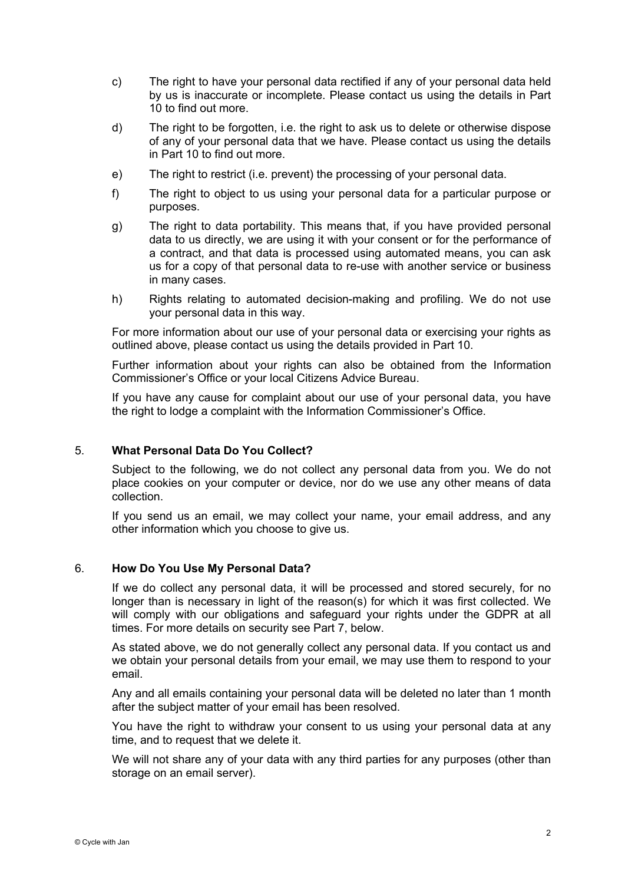c) The right to have your personal data rectified if any of your personal data held by us is inaccurate or incomplete. Please contact us using the details in Part 10 to find out more.

d) The right to be forgotten, i.e. the right to ask us to delete or otherwise dispose of any of your personal data that we have. Please contact us using the details in Part 10 to find out more.

e) The right to restrict (i.e. prevent) the processing of your personal data.

f) The right to object to us using your personal data for a particular purpose or purposes.

g) The right to data portability. This means that, if you have provided personal data to us directly, we are using it with your consent or for the performance of a contract, and that data is processed using automated means, you can ask us for a copy of that personal data to re-use with another service or business in many cases.

h) Rights relating to automated decision-making and profiling. We do not use your personal data in this way.

For more information about our use of your personal data or exercising your rights as outlined above, please contact us using the details provided in Part 10.

Further information about your rights can also be obtained from the Information Commissioner's Office or your local Citizens Advice Bureau.

If you have any cause for complaint about our use of your personal data, you have the right to lodge a complaint with the Information Commissioner's Office.

## 5. What Personal Data Do You Collect?

Subject to the following, we do not collect any personal data from you. We do not place cookies on your computer or device, nor do we use any other means of data collection.

If you send us an email, we may collect your name, your email address, and any other information which you choose to give us.

## 6. How Do You Use My Personal Data?

If we do collect any personal data, it will be processed and stored securely, for no longer than is necessary in light of the reason(s) for which it was first collected. We will comply with our obligations and safeguard your rights under the GDPR at all times. For more details on security see Part 7, below.

As stated above, we do not generally collect any personal data. If you contact us and we obtain your personal details from your email, we may use them to respond to your email.

Any and all emails containing your personal data will be deleted no later than 1 month after the subject matter of your email has been resolved.

You have the right to withdraw your consent to us using your personal data at any time, and to request that we delete it.

We will not share any of your data with any third parties for any purposes (other than storage on an email server).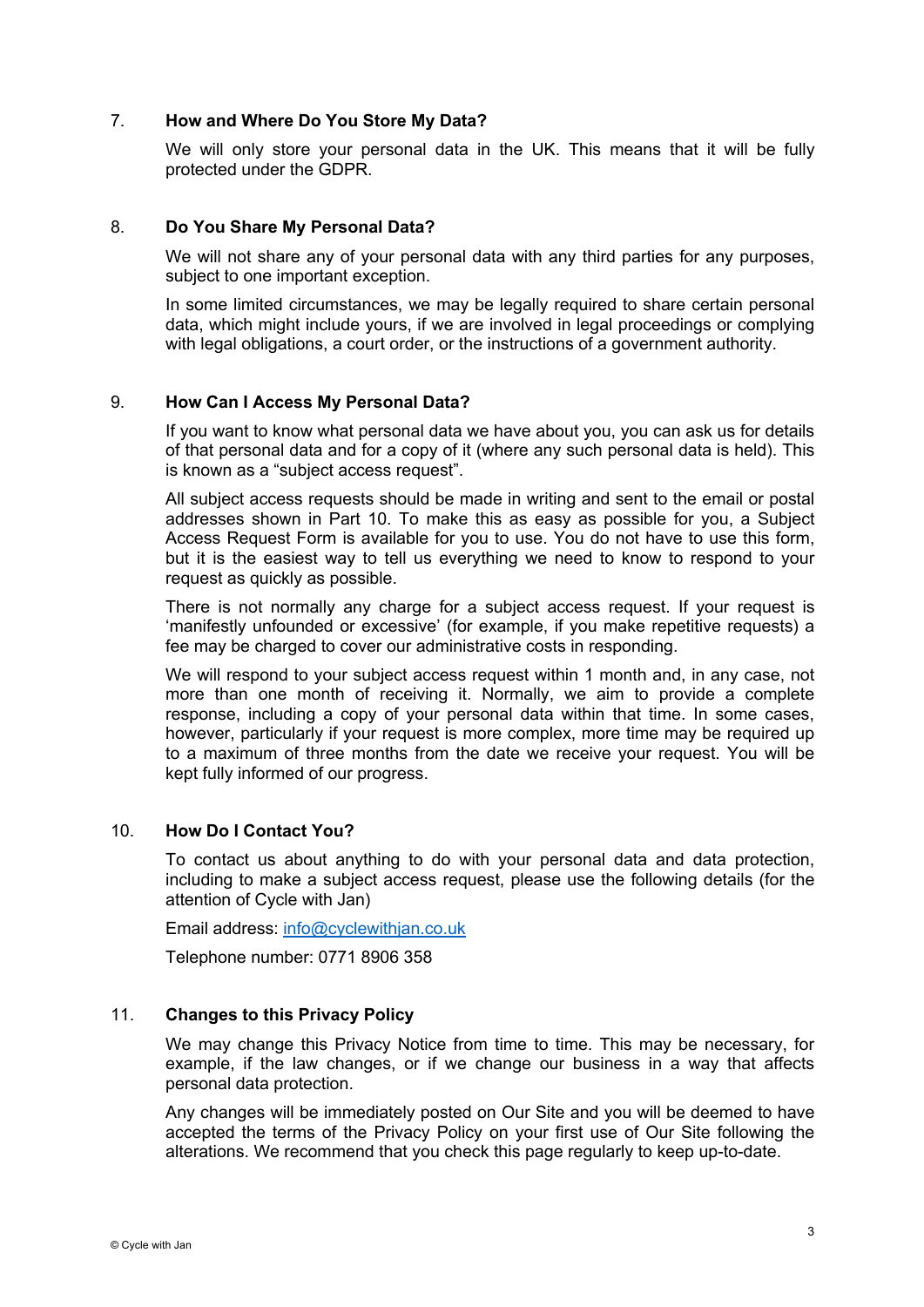## 7. How and Where Do You Store My Data?

We will only store your personal data in the UK. This means that it will be fully protected under the GDPR.

## 8. Do You Share My Personal Data?

We will not share any of your personal data with any third parties for any purposes, subject to one important exception.

In some limited circumstances, we may be legally required to share certain personal data, which might include yours, if we are involved in legal proceedings or complying with legal obligations, a court order, or the instructions of a government authority.

## 9. How Can I Access My Personal Data?

If you want to know what personal data we have about you, you can ask us for details of that personal data and for a copy of it (where any such personal data is held). This is known as a "subject access request".

All subject access requests should be made in writing and sent to the email or postal addresses shown in Part 10. To make this as easy as possible for you, a Subject Access Request Form is available for you to use. You do not have to use this form, but it is the easiest way to tell us everything we need to know to respond to your request as quickly as possible.

There is not normally any charge for a subject access request. If your request is 'manifestly unfounded or excessive' (for example, if you make repetitive requests) a fee may be charged to cover our administrative costs in responding.

We will respond to your subject access request within 1 month and, in any case, not more than one month of receiving it. Normally, we aim to provide a complete response, including a copy of your personal data within that time. In some cases, however, particularly if your request is more complex, more time may be required up to a maximum of three months from the date we receive your request. You will be kept fully informed of our progress.

## 10. How Do I Contact You?

To contact us about anything to do with your personal data and data protection, including to make a subject access request, please use the following details (for the attention of Cycle with Jan)

Email address: info@cyclewithjan.co.uk

Telephone number: 0771 8906 358

## 11. Changes to this Privacy Policy

We may change this Privacy Notice from time to time. This may be necessary, for example, if the law changes, or if we change our business in a way that affects personal data protection.

Any changes will be immediately posted on Our Site and you will be deemed to have accepted the terms of the Privacy Policy on your first use of Our Site following the alterations. We recommend that you check this page regularly to keep up-to-date.